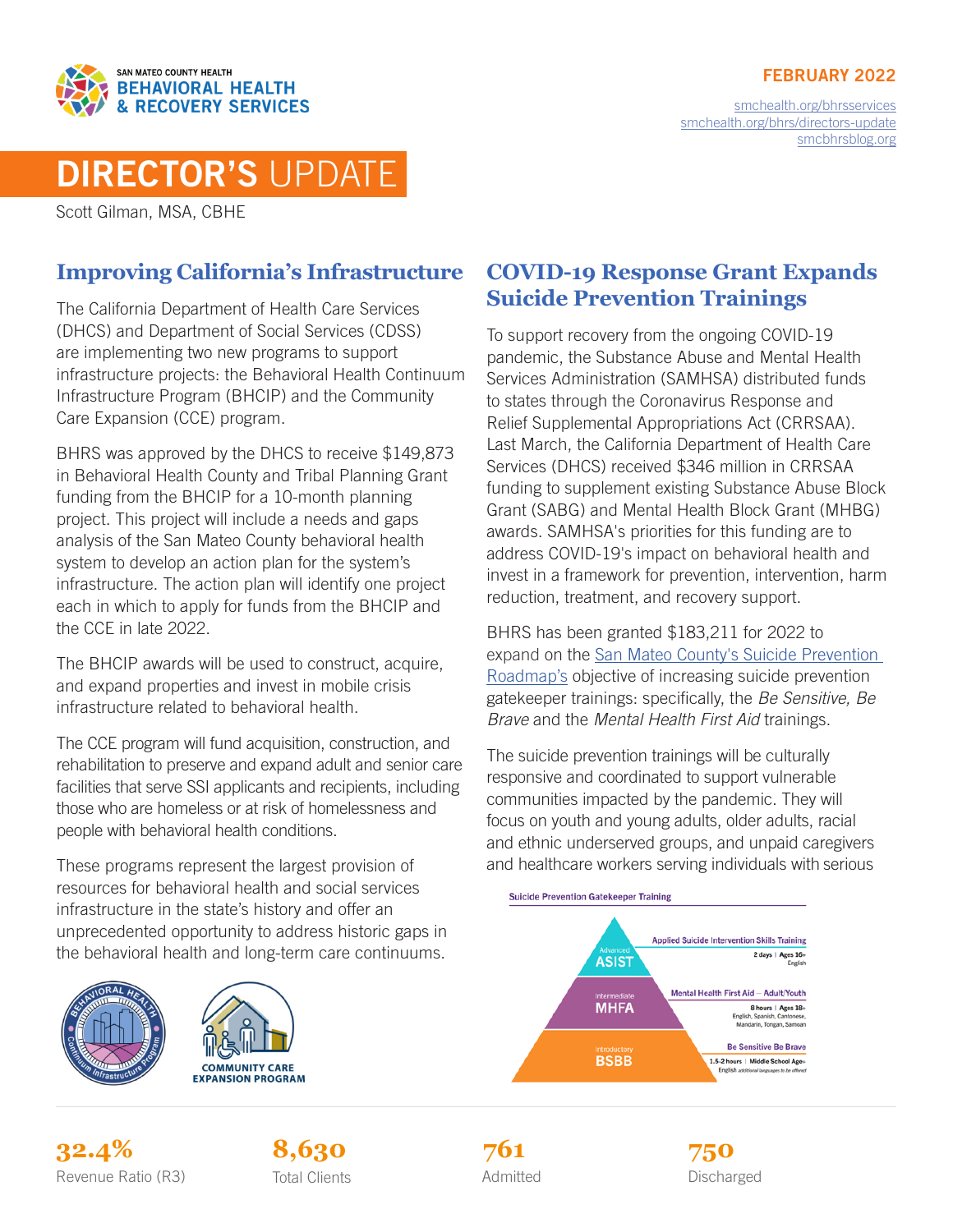SAN MATEO COUNTY HEALTH
BEHAVIORAL HEALTH & RECOVERY SERVICES

FEBRUARY 2022

smchealth.org/bhrsservices
smchealth.org/bhrs/directors-update
smcbhrsblog.org

# DIRECTOR'S UPDATE

Scott Gilman, MSA, CBHE

## Improving California's Infrastructure

The California Department of Health Care Services (DHCS) and Department of Social Services (CDSS) are implementing two new programs to support infrastructure projects: the Behavioral Health Continuum Infrastructure Program (BHCIP) and the Community Care Expansion (CCE) program.

BHRS was approved by the DHCS to receive $149,873 in Behavioral Health County and Tribal Planning Grant funding from the BHCIP for a 10-month planning project. This project will include a needs and gaps analysis of the San Mateo County behavioral health system to develop an action plan for the system's infrastructure. The action plan will identify one project each in which to apply for funds from the BHCIP and the CCE in late 2022.

The BHCIP awards will be used to construct, acquire, and expand properties and invest in mobile crisis infrastructure related to behavioral health.

The CCE program will fund acquisition, construction, and rehabilitation to preserve and expand adult and senior care facilities that serve SSI applicants and recipients, including those who are homeless or at risk of homelessness and people with behavioral health conditions.

These programs represent the largest provision of resources for behavioral health and social services infrastructure in the state's history and offer an unprecedented opportunity to address historic gaps in the behavioral health and long-term care continuums.

## COVID-19 Response Grant Expands Suicide Prevention Trainings

To support recovery from the ongoing COVID-19 pandemic, the Substance Abuse and Mental Health Services Administration (SAMHSA) distributed funds to states through the Coronavirus Response and Relief Supplemental Appropriations Act (CRRSAA). Last March, the California Department of Health Care Services (DHCS) received $346 million in CRRSAA funding to supplement existing Substance Abuse Block Grant (SABG) and Mental Health Block Grant (MHBG) awards. SAMHSA's priorities for this funding are to address COVID-19's impact on behavioral health and invest in a framework for prevention, intervention, harm reduction, treatment, and recovery support.

BHRS has been granted $183,211 for 2022 to expand on the San Mateo County's Suicide Prevention Roadmap's objective of increasing suicide prevention gatekeeper trainings: specifically, the *Be Sensitive, Be Brave* and the *Mental Health First Aid* trainings.

The suicide prevention trainings will be culturally responsive and coordinated to support vulnerable communities impacted by the pandemic. They will focus on youth and young adults, older adults, racial and ethnic underserved groups, and unpaid caregivers and healthcare workers serving individuals with serious

**Suicide Prevention Gatekeeper Training**

| Level | Training | Details |
|---|---|---|
| Advanced ASIST | Applied Suicide Intervention Skills Training | 2 days \| Ages 16+ English |
| Intermediate MHFA | Mental Health First Aid – Adult/Youth | 8 hours \| Ages 18+ English, Spanish, Cantonese, Mandarin, Tongan, Samoan |
| Introductory BSBB | Be Sensitive Be Brave | 1.5-2 hours \| Middle School Age+ English *additional languages to be offered* |

| **32.4%** | **8,630** | **761** | **750** |
|---|---|---|---|
| Revenue Ratio (R3) | Total Clients | Admitted | Discharged |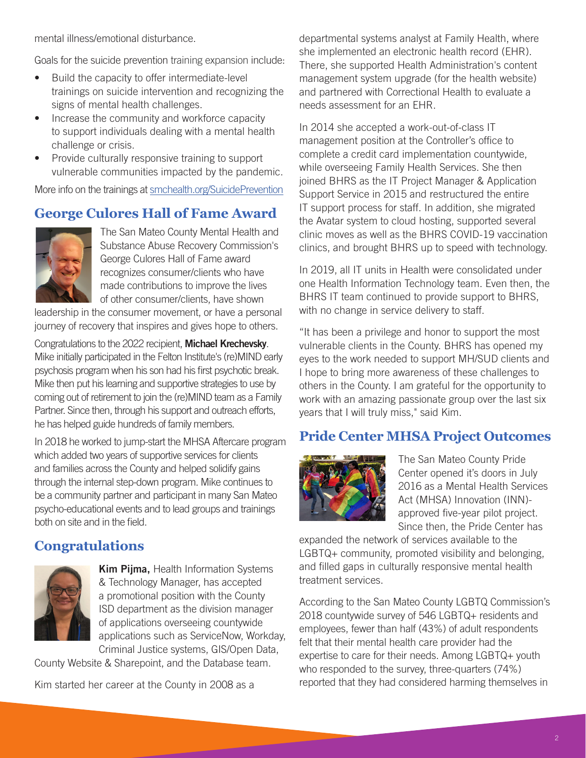mental illness/emotional disturbance.

Goals for the suicide prevention training expansion include:

- Build the capacity to offer intermediate-level trainings on suicide intervention and recognizing the signs of mental health challenges.
- Increase the community and workforce capacity to support individuals dealing with a mental health challenge or crisis.
- Provide culturally responsive training to support vulnerable communities impacted by the pandemic.

More info on the trainings at smchealth.org/SuicidePrevention

## George Culores Hall of Fame Award

The San Mateo County Mental Health and Substance Abuse Recovery Commission's George Culores Hall of Fame award recognizes consumer/clients who have made contributions to improve the lives of other consumer/clients, have shown leadership in the consumer movement, or have a personal journey of recovery that inspires and gives hope to others.

Congratulations to the 2022 recipient, **Michael Krechevsky**. Mike initially participated in the Felton Institute's (re)MIND early psychosis program when his son had his first psychotic break. Mike then put his learning and supportive strategies to use by coming out of retirement to join the (re)MIND team as a Family Partner. Since then, through his support and outreach efforts, he has helped guide hundreds of family members.

In 2018 he worked to jump-start the MHSA Aftercare program which added two years of supportive services for clients and families across the County and helped solidify gains through the internal step-down program. Mike continues to be a community partner and participant in many San Mateo psycho-educational events and to lead groups and trainings both on site and in the field.

## Congratulations

**Kim Pijma,** Health Information Systems & Technology Manager, has accepted a promotional position with the County ISD department as the division manager of applications overseeing countywide applications such as ServiceNow, Workday, Criminal Justice systems, GIS/Open Data, County Website & Sharepoint, and the Database team.

Kim started her career at the County in 2008 as a departmental systems analyst at Family Health, where she implemented an electronic health record (EHR). There, she supported Health Administration's content management system upgrade (for the health website) and partnered with Correctional Health to evaluate a needs assessment for an EHR.

In 2014 she accepted a work-out-of-class IT management position at the Controller's office to complete a credit card implementation countywide, while overseeing Family Health Services. She then joined BHRS as the IT Project Manager & Application Support Service in 2015 and restructured the entire IT support process for staff. In addition, she migrated the Avatar system to cloud hosting, supported several clinic moves as well as the BHRS COVID-19 vaccination clinics, and brought BHRS up to speed with technology.

In 2019, all IT units in Health were consolidated under one Health Information Technology team. Even then, the BHRS IT team continued to provide support to BHRS, with no change in service delivery to staff.

"It has been a privilege and honor to support the most vulnerable clients in the County. BHRS has opened my eyes to the work needed to support MH/SUD clients and I hope to bring more awareness of these challenges to others in the County. I am grateful for the opportunity to work with an amazing passionate group over the last six years that I will truly miss," said Kim.

## Pride Center MHSA Project Outcomes

The San Mateo County Pride Center opened it's doors in July 2016 as a Mental Health Services Act (MHSA) Innovation (INN)-approved five-year pilot project. Since then, the Pride Center has expanded the network of services available to the LGBTQ+ community, promoted visibility and belonging, and filled gaps in culturally responsive mental health treatment services.

According to the San Mateo County LGBTQ Commission's 2018 countywide survey of 546 LGBTQ+ residents and employees, fewer than half (43%) of adult respondents felt that their mental health care provider had the expertise to care for their needs. Among LGBTQ+ youth who responded to the survey, three-quarters (74%) reported that they had considered harming themselves in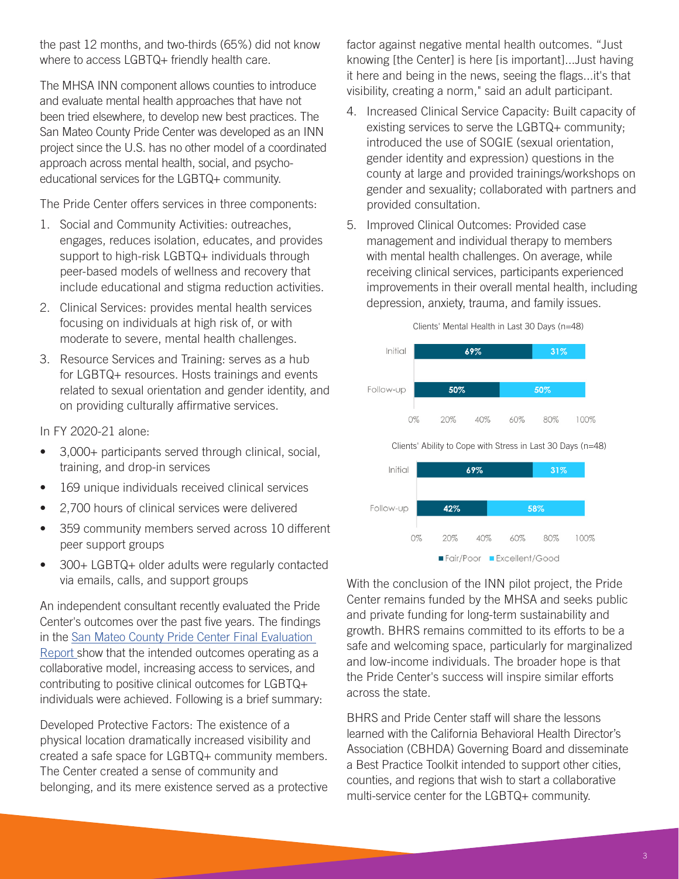the past 12 months, and two-thirds (65%) did not know where to access LGBTQ+ friendly health care.

The MHSA INN component allows counties to introduce and evaluate mental health approaches that have not been tried elsewhere, to develop new best practices. The San Mateo County Pride Center was developed as an INN project since the U.S. has no other model of a coordinated approach across mental health, social, and psycho-educational services for the LGBTQ+ community.

The Pride Center offers services in three components:

1. Social and Community Activities: outreaches, engages, reduces isolation, educates, and provides support to high-risk LGBTQ+ individuals through peer-based models of wellness and recovery that include educational and stigma reduction activities.
2. Clinical Services: provides mental health services focusing on individuals at high risk of, or with moderate to severe, mental health challenges.
3. Resource Services and Training: serves as a hub for LGBTQ+ resources. Hosts trainings and events related to sexual orientation and gender identity, and on providing culturally affirmative services.

In FY 2020-21 alone:

- 3,000+ participants served through clinical, social, training, and drop-in services
- 169 unique individuals received clinical services
- 2,700 hours of clinical services were delivered
- 359 community members served across 10 different peer support groups
- 300+ LGBTQ+ older adults were regularly contacted via emails, calls, and support groups

An independent consultant recently evaluated the Pride Center's outcomes over the past five years. The findings in the San Mateo County Pride Center Final Evaluation Report show that the intended outcomes operating as a collaborative model, increasing access to services, and contributing to positive clinical outcomes for LGBTQ+ individuals were achieved. Following is a brief summary:

Developed Protective Factors: The existence of a physical location dramatically increased visibility and created a safe space for LGBTQ+ community members. The Center created a sense of community and belonging, and its mere existence served as a protective factor against negative mental health outcomes. "Just knowing [the Center] is here [is important]...Just having it here and being in the news, seeing the flags...it's that visibility, creating a norm," said an adult participant.

4. Increased Clinical Service Capacity: Built capacity of existing services to serve the LGBTQ+ community; introduced the use of SOGIE (sexual orientation, gender identity and expression) questions in the county at large and provided trainings/workshops on gender and sexuality; collaborated with partners and provided consultation.
5. Improved Clinical Outcomes: Provided case management and individual therapy to members with mental health challenges. On average, while receiving clinical services, participants experienced improvements in their overall mental health, including depression, anxiety, trauma, and family issues.

Clients' Mental Health in Last 30 Days (n=48)

| | Fair/Poor | Excellent/Good |
|---|---|---|
| Initial | 69% | 31% |
| Follow-up | 50% | 50% |

Clients' Ability to Cope with Stress in Last 30 Days (n=48)

| | Fair/Poor | Excellent/Good |
|---|---|---|
| Initial | 69% | 31% |
| Follow-up | 42% | 58% |

With the conclusion of the INN pilot project, the Pride Center remains funded by the MHSA and seeks public and private funding for long-term sustainability and growth. BHRS remains committed to its efforts to be a safe and welcoming space, particularly for marginalized and low-income individuals. The broader hope is that the Pride Center's success will inspire similar efforts across the state.

BHRS and Pride Center staff will share the lessons learned with the California Behavioral Health Director's Association (CBHDA) Governing Board and disseminate a Best Practice Toolkit intended to support other cities, counties, and regions that wish to start a collaborative multi-service center for the LGBTQ+ community.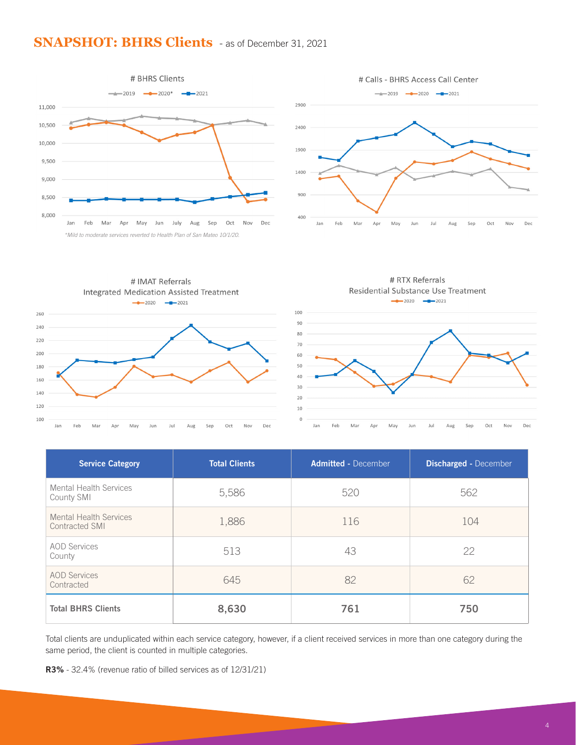# SNAPSHOT: BHRS Clients - as of December 31, 2021

# BHRS Clients

2019 2020* 2021

11,000
10,500
10,000
9,500
9,000
8,500
8,000

Jan Feb Mar Apr May Jun July Aug Sep Oct Nov Dec

*Mild to moderate services reverted to Health Plan of San Mateo 10/1/20.

# Calls - BHRS Access Call Center

2019 2020 2021

2900
2400
1900
1400
900
400

Jan Feb Mar Apr May Jun Jul Aug Sep Oct Nov Dec

# IMAT Referrals
Integrated Medication Assisted Treatment

2020 2021

260
240
220
200
180
160
140
120
100

Jan Feb Mar Apr May Jun Jul Aug Sep Oct Nov Dec

# RTX Referrals
Residential Substance Use Treatment

2020 2021

100
90
80
70
60
50
40
30
20
10
0

Jan Feb Mar Apr May Jun Jul Aug Sep Oct Nov Dec

| Service Category | Total Clients | Admitted - December | Discharged - December |
|---|---|---|---|
| Mental Health Services County SMI | 5,586 | 520 | 562 |
| Mental Health Services Contracted SMI | 1,886 | 116 | 104 |
| AOD Services County | 513 | 43 | 22 |
| AOD Services Contracted | 645 | 82 | 62 |
| **Total BHRS Clients** | **8,630** | **761** | **750** |

Total clients are unduplicated within each service category, however, if a client received services in more than one category during the same period, the client is counted in multiple categories.

**R3%** - 32.4% (revenue ratio of billed services as of 12/31/21)